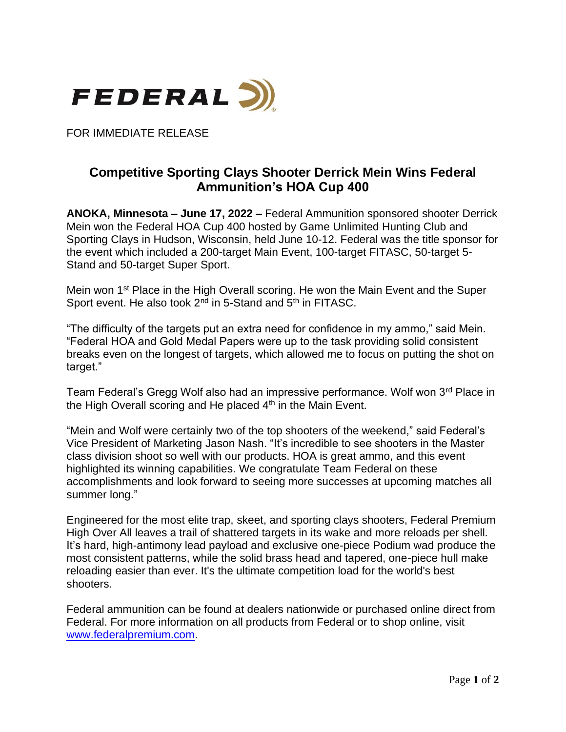FEDERAL

FOR IMMEDIATE RELEASE

# Competitive Sporting Clays Shooter Derrick Mein Wins Federal Ammunition's HOA Cup 400

**ANOKA, Minnesota – June 17, 2022 –** Federal Ammunition sponsored shooter Derrick Mein won the Federal HOA Cup 400 hosted by Game Unlimited Hunting Club and Sporting Clays in Hudson, Wisconsin, held June 10-12. Federal was the title sponsor for the event which included a 200-target Main Event, 100-target FITASC, 50-target 5-Stand and 50-target Super Sport.

Mein won 1st Place in the High Overall scoring. He won the Main Event and the Super Sport event. He also took 2nd in 5-Stand and 5th in FITASC.

"The difficulty of the targets put an extra need for confidence in my ammo," said Mein. "Federal HOA and Gold Medal Papers were up to the task providing solid consistent breaks even on the longest of targets, which allowed me to focus on putting the shot on target."

Team Federal's Gregg Wolf also had an impressive performance. Wolf won 3rd Place in the High Overall scoring and He placed 4th in the Main Event.

"Mein and Wolf were certainly two of the top shooters of the weekend," said Federal's Vice President of Marketing Jason Nash. "It's incredible to see shooters in the Master class division shoot so well with our products. HOA is great ammo, and this event highlighted its winning capabilities. We congratulate Team Federal on these accomplishments and look forward to seeing more successes at upcoming matches all summer long."

Engineered for the most elite trap, skeet, and sporting clays shooters, Federal Premium High Over All leaves a trail of shattered targets in its wake and more reloads per shell. It's hard, high-antimony lead payload and exclusive one-piece Podium wad produce the most consistent patterns, while the solid brass head and tapered, one-piece hull make reloading easier than ever. It's the ultimate competition load for the world's best shooters.

Federal ammunition can be found at dealers nationwide or purchased online direct from Federal. For more information on all products from Federal or to shop online, visit [www.federalpremium.com](http://www.federalpremium.com).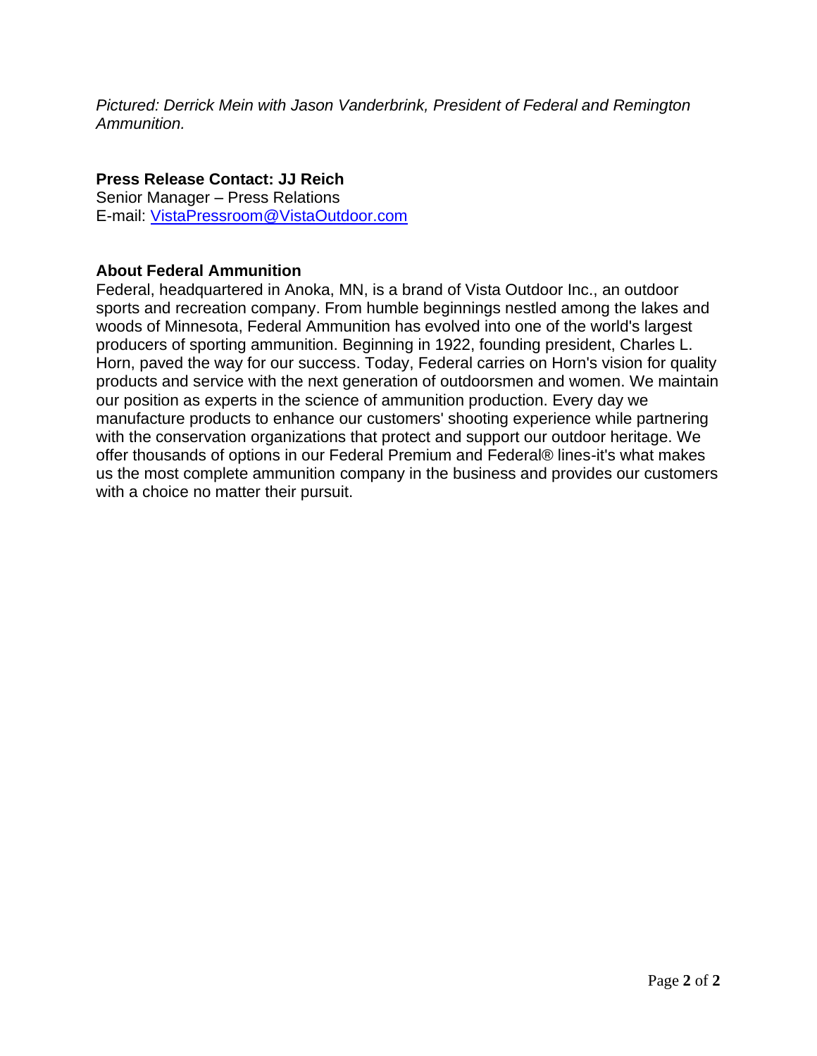*Pictured: Derrick Mein with Jason Vanderbrink, President of Federal and Remington Ammunition.*

**Press Release Contact: JJ Reich**
Senior Manager – Press Relations
E-mail: VistaPressroom@VistaOutdoor.com

**About Federal Ammunition**

Federal, headquartered in Anoka, MN, is a brand of Vista Outdoor Inc., an outdoor sports and recreation company. From humble beginnings nestled among the lakes and woods of Minnesota, Federal Ammunition has evolved into one of the world's largest producers of sporting ammunition. Beginning in 1922, founding president, Charles L. Horn, paved the way for our success. Today, Federal carries on Horn's vision for quality products and service with the next generation of outdoorsmen and women. We maintain our position as experts in the science of ammunition production. Every day we manufacture products to enhance our customers' shooting experience while partnering with the conservation organizations that protect and support our outdoor heritage. We offer thousands of options in our Federal Premium and Federal® lines-it's what makes us the most complete ammunition company in the business and provides our customers with a choice no matter their pursuit.